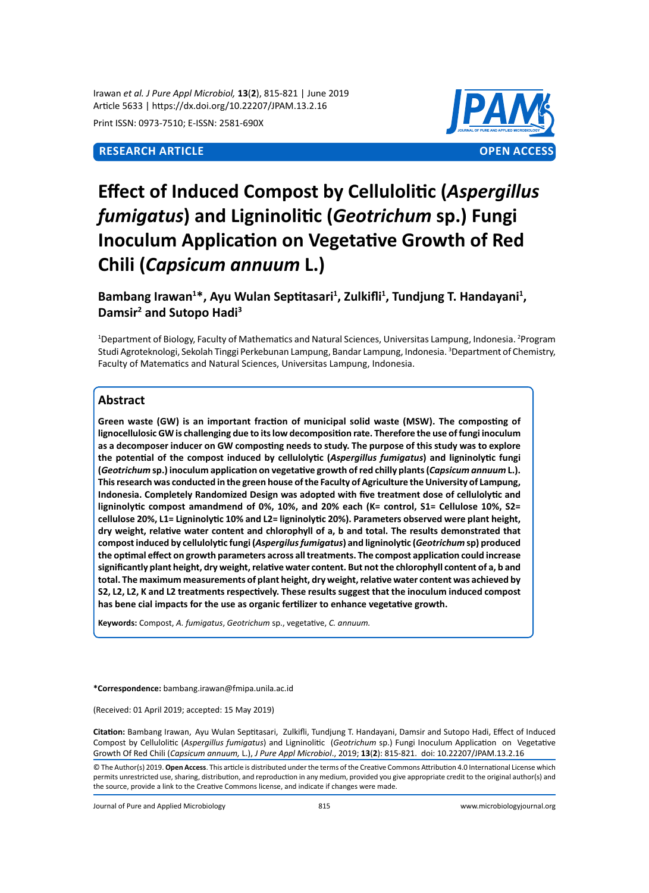**RESEARCH ARTICLE** **OPEN ACCESS**

# Effect of Induced Compost by Cellulolitic (*Aspergillus fumigatus*) and Ligninolitic (*Geotrichum* sp.) Fungi Inoculum Application on Vegetative Growth of Red Chili (*Capsicum annuum* L.)

**Bambang Irawan[1]*, Ayu Wulan Septitasari[1], Zulkifli[1], Tundjung T. Handayani[1], Damsir[2] and Sutopo Hadi[3]**

[1]Department of Biology, Faculty of Mathematics and Natural Sciences, Universitas Lampung, Indonesia. [2]Program Studi Agroteknologi, Sekolah Tinggi Perkebunan Lampung, Bandar Lampung, Indonesia. [3]Department of Chemistry, Faculty of Matematics and Natural Sciences, Universitas Lampung, Indonesia.

## Abstract

**Green waste (GW) is an important fraction of municipal solid waste (MSW). The composting of lignocellulosic GW is challenging due to its low decomposition rate. Therefore the use of fungi inoculum as a decomposer inducer on GW composting needs to study. The purpose of this study was to explore the potential of the compost induced by cellulolytic (*Aspergillus fumigatus*) and ligninolytic fungi (*Geotrichum* sp.) inoculum application on vegetative growth of red chilly plants (*Capsicum annuum* L.). This research was conducted in the green house of the Faculty of Agriculture the University of Lampung, Indonesia. Completely Randomized Design was adopted with five treatment dose of cellulolytic and ligninolytic compost amandmend of 0%, 10%, and 20% each (K= control, S1= Cellulose 10%, S2= cellulose 20%, L1= Ligninolytic 10% and L2= ligninolytic 20%). Parameters observed were plant height, dry weight, relative water content and chlorophyll of a, b and total. The results demonstrated that compost induced by cellulolytic fungi (*Aspergilus fumigatus*) and ligninolytic (*Geotrichum* sp) produced the optimal effect on growth parameters across all treatments. The compost application could increase significantly plant height, dry weight, relative water content. But not the chlorophyll content of a, b and total. The maximum measurements of plant height, dry weight, relative water content was achieved by S2, L2, L2, K and L2 treatments respectively. These results suggest that the inoculum induced compost has bene cial impacts for the use as organic fertilizer to enhance vegetative growth.**

**Keywords:** Compost, *A. fumigatus*, *Geotrichum* sp., vegetative, *C. annuum.*

**\*Correspondence:** bambang.irawan@fmipa.unila.ac.id

(Received: 01 April 2019; accepted: 15 May 2019)

**Citation:** Bambang Irawan, Ayu Wulan Septitasari, Zulkifli, Tundjung T. Handayani, Damsir and Sutopo Hadi, Effect of Induced Compost by Cellulolitic (*Aspergillus fumigatus*) and Ligninolitic (*Geotrichum* sp.) Fungi Inoculum Application on Vegetative Growth Of Red Chili (*Capsicum annuum,* L.), *J Pure Appl Microbiol*., 2019; **13**(**2**): 815-821. doi: 10.22207/JPAM.13.2.16

© The Author(s) 2019. **Open Access**. This article is distributed under the terms of the Creative Commons Attribution 4.0 International License which permits unrestricted use, sharing, distribution, and reproduction in any medium, provided you give appropriate credit to the original author(s) and the source, provide a link to the Creative Commons license, and indicate if changes were made.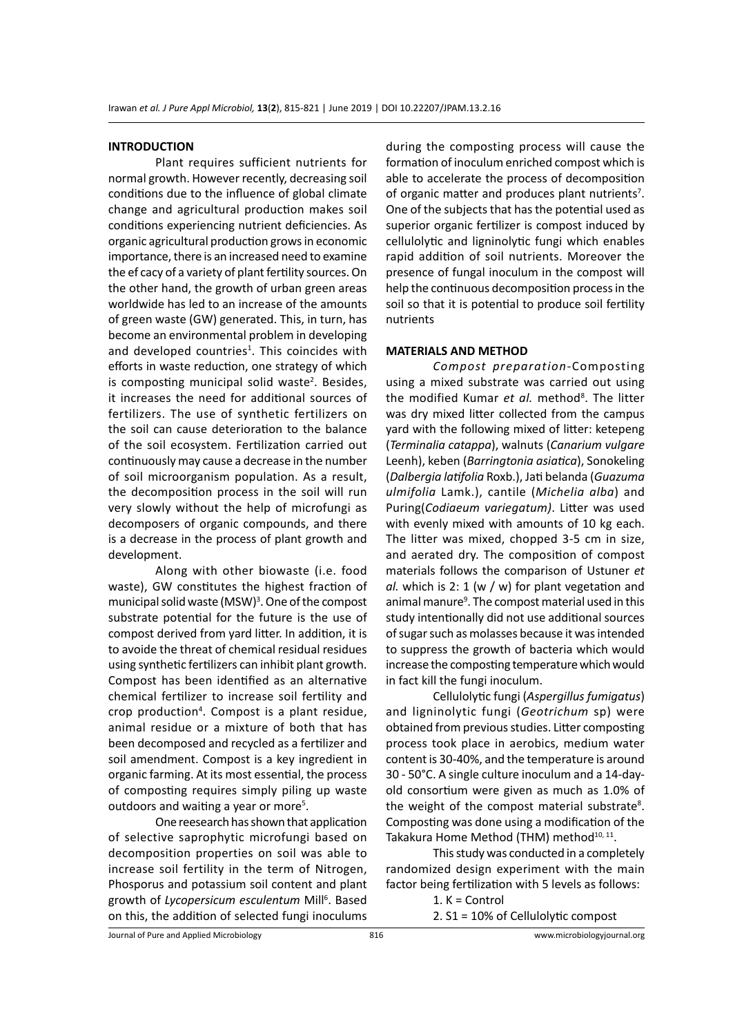## INTRODUCTION

Plant requires sufficient nutrients for normal growth. However recently, decreasing soil conditions due to the influence of global climate change and agricultural production makes soil conditions experiencing nutrient deficiencies. As organic agricultural production grows in economic importance, there is an increased need to examine the ef cacy of a variety of plant fertility sources. On the other hand, the growth of urban green areas worldwide has led to an increase of the amounts of green waste (GW) generated. This, in turn, has become an environmental problem in developing and developed countries[1]. This coincides with efforts in waste reduction, one strategy of which is composting municipal solid waste[2]. Besides, it increases the need for additional sources of fertilizers. The use of synthetic fertilizers on the soil can cause deterioration to the balance of the soil ecosystem. Fertilization carried out continuously may cause a decrease in the number of soil microorganism population. As a result, the decomposition process in the soil will run very slowly without the help of microfungi as decomposers of organic compounds, and there is a decrease in the process of plant growth and development.

Along with other biowaste (i.e. food waste), GW constitutes the highest fraction of municipal solid waste (MSW)[3]. One of the compost substrate potential for the future is the use of compost derived from yard litter. In addition, it is to avoide the threat of chemical residual residues using synthetic fertilizers can inhibit plant growth. Compost has been identified as an alternative chemical fertilizer to increase soil fertility and crop production[4]. Compost is a plant residue, animal residue or a mixture of both that has been decomposed and recycled as a fertilizer and soil amendment. Compost is a key ingredient in organic farming. At its most essential, the process of composting requires simply piling up waste outdoors and waiting a year or more[5].

One reesearch has shown that application of selective saprophytic microfungi based on decomposition properties on soil was able to increase soil fertility in the term of Nitrogen, Phosporus and potassium soil content and plant growth of *Lycopersicum esculentum* Mill[6]. Based on this, the addition of selected fungi inoculums during the composting process will cause the formation of inoculum enriched compost which is able to accelerate the process of decomposition of organic matter and produces plant nutrients[7]. One of the subjects that has the potential used as superior organic fertilizer is compost induced by cellulolytic and ligninolytic fungi which enables rapid addition of soil nutrients. Moreover the presence of fungal inoculum in the compost will help the continuous decomposition process in the soil so that it is potential to produce soil fertility nutrients

## MATERIALS AND METHOD

*Compost preparation*-Composting using a mixed substrate was carried out using the modified Kumar *et al.* method[8]. The litter was dry mixed litter collected from the campus yard with the following mixed of litter: ketepeng (*Terminalia catappa*), walnuts (*Canarium vulgare* Leenh), keben (*Barringtonia asiatica*), Sonokeling (*Dalbergia latifolia* Roxb.), Jati belanda (*Guazuma ulmifolia* Lamk.), cantile (*Michelia alba*) and Puring(*Codiaeum variegatum)*. Litter was used with evenly mixed with amounts of 10 kg each. The litter was mixed, chopped 3-5 cm in size, and aerated dry. The composition of compost materials follows the comparison of Ustuner *et al.* which is 2: 1 (w / w) for plant vegetation and animal manure[9]. The compost material used in this study intentionally did not use additional sources of sugar such as molasses because it was intended to suppress the growth of bacteria which would increase the composting temperature which would in fact kill the fungi inoculum.

Cellulolytic fungi (*Aspergillus fumigatus*) and ligninolytic fungi (*Geotrichum* sp) were obtained from previous studies. Litter composting process took place in aerobics, medium water content is 30-40%, and the temperature is around 30 - 50°C. A single culture inoculum and a 14-day-old consortium were given as much as 1.0% of the weight of the compost material substrate[8]. Composting was done using a modification of the Takakura Home Method (THM) method[10, 11].

This study was conducted in a completely randomized design experiment with the main factor being fertilization with 5 levels as follows:

1. K = Control
2. S1 = 10% of Cellulolytic compost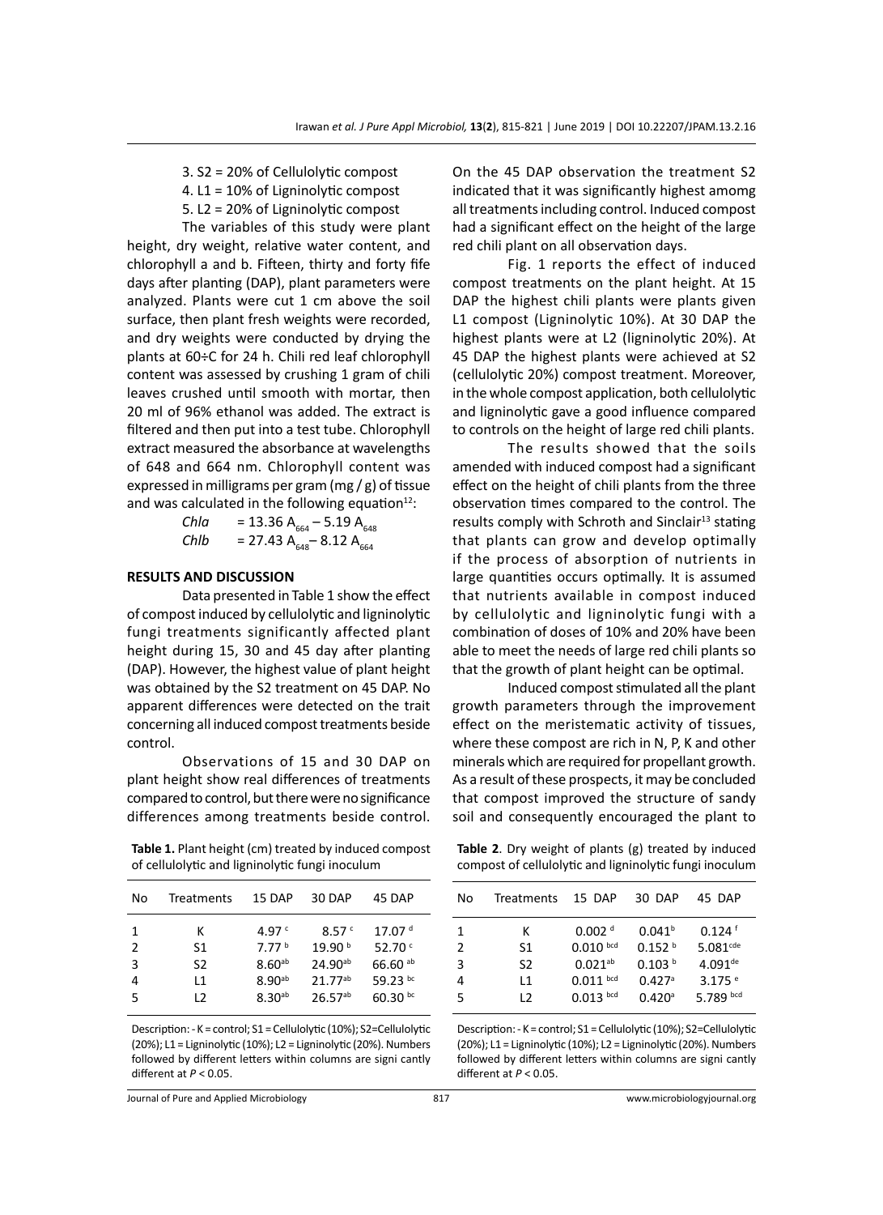3. S2 = 20% of Cellulolytic compost
4. L1 = 10% of Ligninolytic compost
5. L2 = 20% of Ligninolytic compost

The variables of this study were plant height, dry weight, relative water content, and chlorophyll a and b. Fifteen, thirty and forty fife days after planting (DAP), plant parameters were analyzed. Plants were cut 1 cm above the soil surface, then plant fresh weights were recorded, and dry weights were conducted by drying the plants at 60÷C for 24 h. Chili red leaf chlorophyll content was assessed by crushing 1 gram of chili leaves crushed until smooth with mortar, then 20 ml of 96% ethanol was added. The extract is filtered and then put into a test tube. Chlorophyll extract measured the absorbance at wavelengths of 648 and 664 nm. Chlorophyll content was expressed in milligrams per gram (mg / g) of tissue and was calculated in the following equation[12]:

$$Chla = 13.36\, A_{664} - 5.19\, A_{648}$$

$$Chlb = 27.43\, A_{648} - 8.12\, A_{664}$$

## RESULTS AND DISCUSSION

Data presented in Table 1 show the effect of compost induced by cellulolytic and ligninolytic fungi treatments significantly affected plant height during 15, 30 and 45 day after planting (DAP). However, the highest value of plant height was obtained by the S2 treatment on 45 DAP. No apparent differences were detected on the trait concerning all induced compost treatments beside control.

Observations of 15 and 30 DAP on plant height show real differences of treatments compared to control, but there were no significance differences among treatments beside control. On the 45 DAP observation the treatment S2 indicated that it was significantly highest amomg all treatments including control. Induced compost had a significant effect on the height of the large red chili plant on all observation days.

**Table 1.** Plant height (cm) treated by induced compost of cellulolytic and ligninolytic fungi inoculum

| No | Treatments | 15 DAP | 30 DAP | 45 DAP |
|---|---|---|---|---|
| 1 | K | 4.97 [c] | 8.57 [c] | 17.07 [d] |
| 2 | S1 | 7.77 [b] | 19.90 [b] | 52.70 [c] |
| 3 | S2 | 8.60[ab] | 24.90[ab] | 66.60 [ab] |
| 4 | L1 | 8.90[ab] | 21.77[ab] | 59.23 [bc] |
| 5 | L2 | 8.30[ab] | 26.57[ab] | 60.30 [bc] |

Description: - K = control; S1 = Cellulolytic (10%); S2=Cellulolytic (20%); L1 = Ligninolytic (10%); L2 = Ligninolytic (20%). Numbers followed by different letters within columns are signi cantly different at $P < 0.05$.

Fig. 1 reports the effect of induced compost treatments on the plant height. At 15 DAP the highest chili plants were plants given L1 compost (Ligninolytic 10%). At 30 DAP the highest plants were at L2 (ligninolytic 20%). At 45 DAP the highest plants were achieved at S2 (cellulolytic 20%) compost treatment. Moreover, in the whole compost application, both cellulolytic and ligninolytic gave a good influence compared to controls on the height of large red chili plants.

The results showed that the soils amended with induced compost had a significant effect on the height of chili plants from the three observation times compared to the control. The results comply with Schroth and Sinclair[13] stating that plants can grow and develop optimally if the process of absorption of nutrients in large quantities occurs optimally. It is assumed that nutrients available in compost induced by cellulolytic and ligninolytic fungi with a combination of doses of 10% and 20% have been able to meet the needs of large red chili plants so that the growth of plant height can be optimal.

Induced compost stimulated all the plant growth parameters through the improvement effect on the meristematic activity of tissues, where these compost are rich in N, P, K and other minerals which are required for propellant growth. As a result of these prospects, it may be concluded that compost improved the structure of sandy soil and consequently encouraged the plant to

**Table 2**. Dry weight of plants (g) treated by induced compost of cellulolytic and ligninolytic fungi inoculum

| No | Treatments | 15 DAP | 30 DAP | 45 DAP |
|---|---|---|---|---|
| 1 | K | 0.002 [d] | 0.041[b] | 0.124 [f] |
| 2 | S1 | 0.010 [bcd] | 0.152 [b] | 5.081[cde] |
| 3 | S2 | 0.021[ab] | 0.103 [b] | 4.091[de] |
| 4 | L1 | 0.011 [bcd] | 0.427[a] | 3.175 [e] |
| 5 | L2 | 0.013 [bcd] | 0.420[a] | 5.789 [bcd] |

Description: - K = control; S1 = Cellulolytic (10%); S2=Cellulolytic (20%); L1 = Ligninolytic (10%); L2 = Ligninolytic (20%). Numbers followed by different letters within columns are signi cantly different at $P < 0.05$.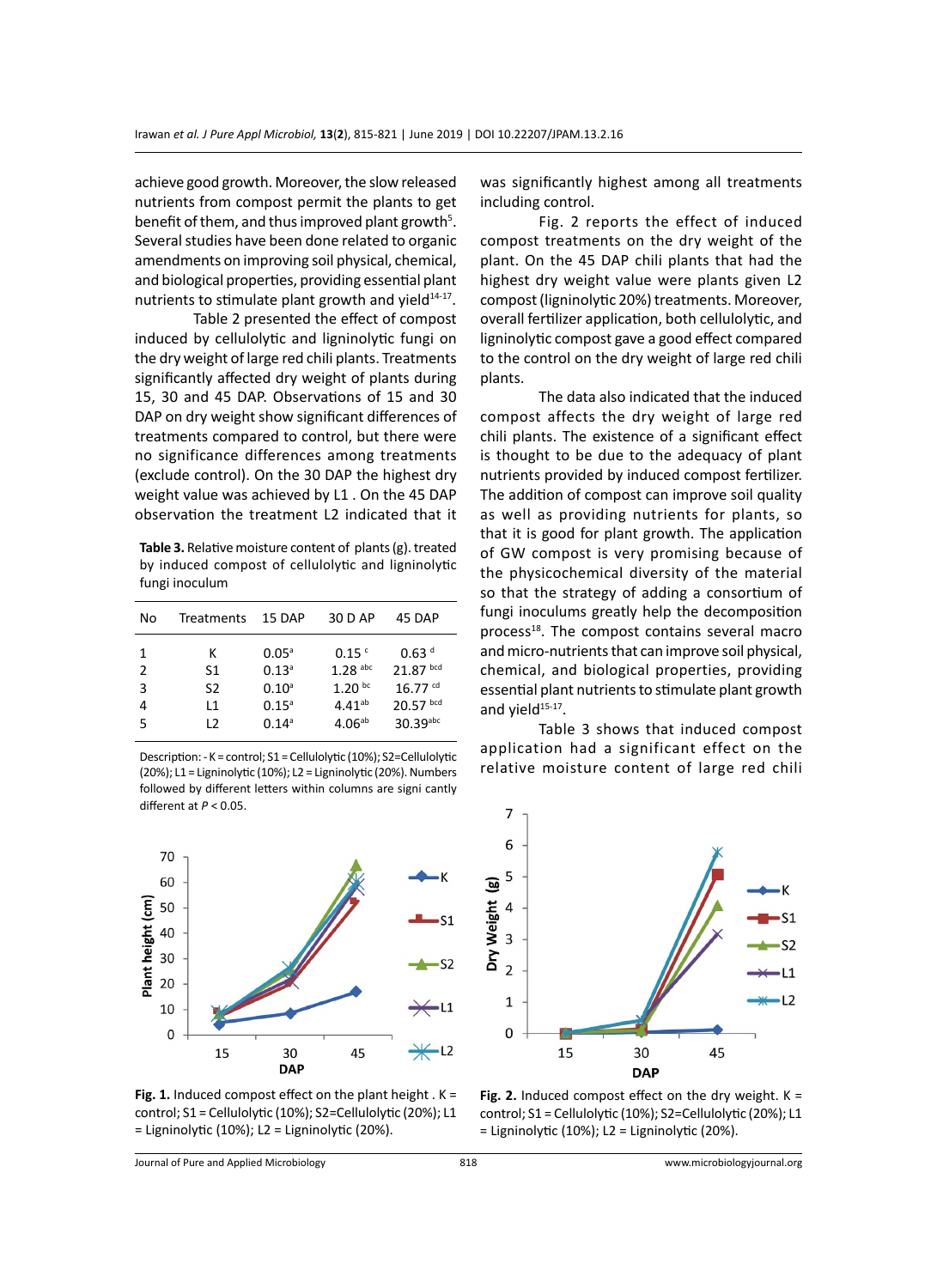achieve good growth. Moreover, the slow released nutrients from compost permit the plants to get benefit of them, and thus improved plant growth[5]. Several studies have been done related to organic amendments on improving soil physical, chemical, and biological properties, providing essential plant nutrients to stimulate plant growth and yield[14-17].

Table 2 presented the effect of compost induced by cellulolytic and ligninolytic fungi on the dry weight of large red chili plants. Treatments significantly affected dry weight of plants during 15, 30 and 45 DAP. Observations of 15 and 30 DAP on dry weight show significant differences of treatments compared to control, but there were no significance differences among treatments (exclude control). On the 30 DAP the highest dry weight value was achieved by L1 . On the 45 DAP observation the treatment L2 indicated that it was significantly highest among all treatments including control.

**Table 3.** Relative moisture content of plants (g). treated by induced compost of cellulolytic and ligninolytic fungi inoculum

| No | Treatments | 15 DAP | 30 D AP | 45 DAP |
|---|---|---|---|---|
| 1 | K | 0.05[a] | 0.15 [c] | 0.63 [d] |
| 2 | S1 | 0.13[a] | 1.28 [abc] | 21.87 [bcd] |
| 3 | S2 | 0.10[a] | 1.20 [bc] | 16.77 [cd] |
| 4 | L1 | 0.15[a] | 4.41[ab] | 20.57 [bcd] |
| 5 | L2 | 0.14[a] | 4.06[ab] | 30.39[abc] |

Description: - K = control; S1 = Cellulolytic (10%); S2=Cellulolytic (20%); L1 = Ligninolytic (10%); L2 = Ligninolytic (20%). Numbers followed by different letters within columns are signi cantly different at $P < 0.05$.

Fig. 2 reports the effect of induced compost treatments on the dry weight of the plant. On the 45 DAP chili plants that had the highest dry weight value were plants given L2 compost (ligninolytic 20%) treatments. Moreover, overall fertilizer application, both cellulolytic, and ligninolytic compost gave a good effect compared to the control on the dry weight of large red chili plants.

The data also indicated that the induced compost affects the dry weight of large red chili plants. The existence of a significant effect is thought to be due to the adequacy of plant nutrients provided by induced compost fertilizer. The addition of compost can improve soil quality as well as providing nutrients for plants, so that it is good for plant growth. The application of GW compost is very promising because of the physicochemical diversity of the material so that the strategy of adding a consortium of fungi inoculums greatly help the decomposition process[18]. The compost contains several macro and micro-nutrients that can improve soil physical, chemical, and biological properties, providing essential plant nutrients to stimulate plant growth and yield[15-17].

Table 3 shows that induced compost application had a significant effect on the relative moisture content of large red chili

**Fig. 1.** Induced compost effect on the plant height . K = control; S1 = Cellulolytic (10%); S2=Cellulolytic (20%); L1 = Ligninolytic (10%); L2 = Ligninolytic (20%).

**Fig. 2.** Induced compost effect on the dry weight. K = control; S1 = Cellulolytic (10%); S2=Cellulolytic (20%); L1 = Ligninolytic (10%); L2 = Ligninolytic (20%).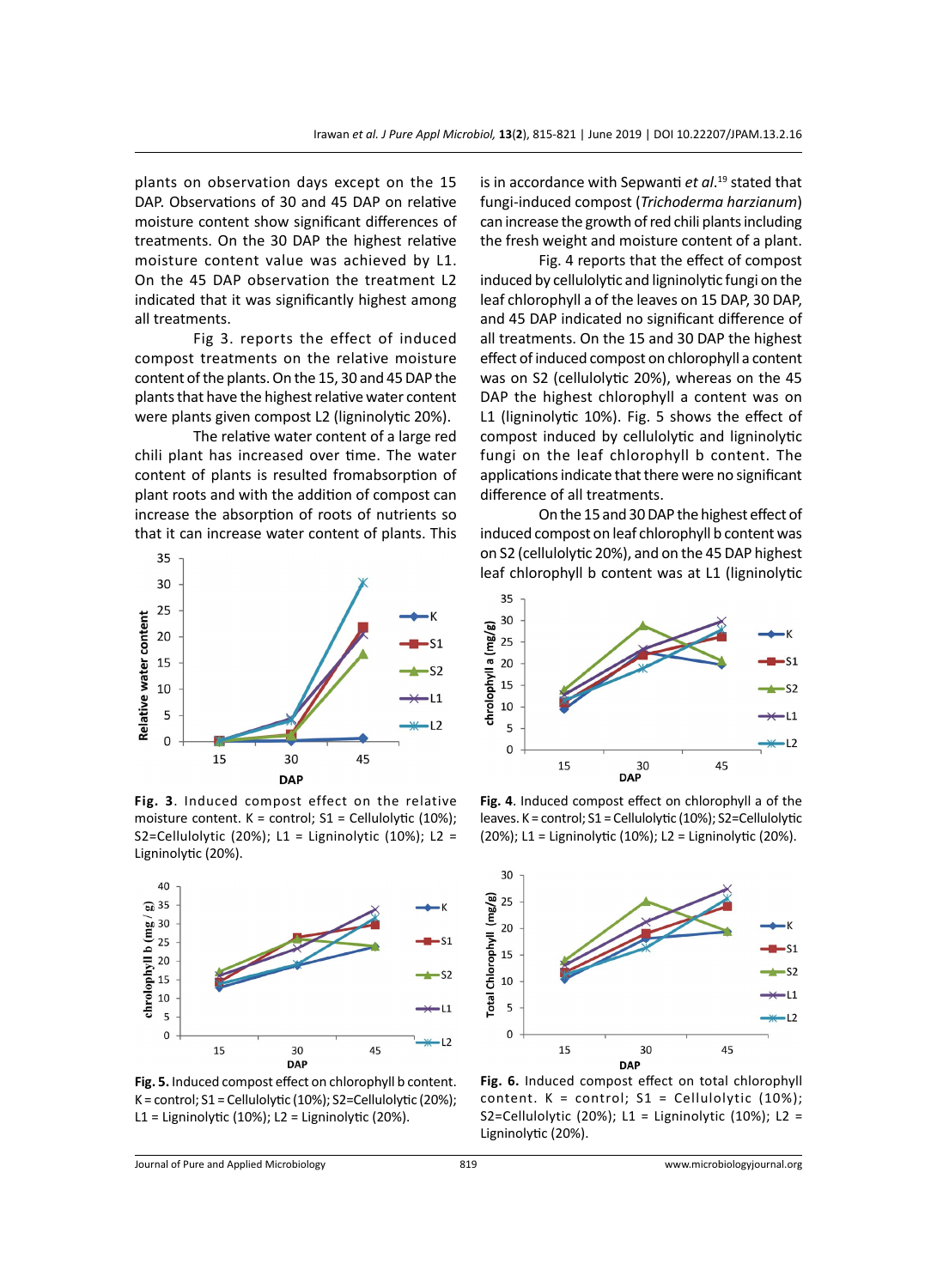plants on observation days except on the 15 DAP. Observations of 30 and 45 DAP on relative moisture content show significant differences of treatments. On the 30 DAP the highest relative moisture content value was achieved by L1. On the 45 DAP observation the treatment L2 indicated that it was significantly highest among all treatments.

Fig 3. reports the effect of induced compost treatments on the relative moisture content of the plants. On the 15, 30 and 45 DAP the plants that have the highest relative water content were plants given compost L2 (ligninolytic 20%).

The relative water content of a large red chili plant has increased over time. The water content of plants is resulted fromabsorption of plant roots and with the addition of compost can increase the absorption of roots of nutrients so that it can increase water content of plants. This is in accordance with Sepwanti *et al.*[19] stated that fungi-induced compost (*Trichoderma harzianum*) can increase the growth of red chili plants including the fresh weight and moisture content of a plant.

Fig. 4 reports that the effect of compost induced by cellulolytic and ligninolytic fungi on the leaf chlorophyll a of the leaves on 15 DAP, 30 DAP, and 45 DAP indicated no significant difference of all treatments. On the 15 and 30 DAP the highest effect of induced compost on chlorophyll a content was on S2 (cellulolytic 20%), whereas on the 45 DAP the highest chlorophyll a content was on L1 (ligninolytic 10%). Fig. 5 shows the effect of compost induced by cellulolytic and ligninolytic fungi on the leaf chlorophyll b content. The applications indicate that there were no significant difference of all treatments.

On the 15 and 30 DAP the highest effect of induced compost on leaf chlorophyll b content was on S2 (cellulolytic 20%), and on the 45 DAP highest leaf chlorophyll b content was at L1 (ligninolytic

**Fig. 3**. Induced compost effect on the relative moisture content. K = control; S1 = Cellulolytic (10%); S2=Cellulolytic (20%); L1 = Ligninolytic (10%); L2 = Ligninolytic (20%).

**Fig. 4**. Induced compost effect on chlorophyll a of the leaves. K = control; S1 = Cellulolytic (10%); S2=Cellulolytic (20%); L1 = Ligninolytic (10%); L2 = Ligninolytic (20%).

**Fig. 5.** Induced compost effect on chlorophyll b content. K = control; S1 = Cellulolytic (10%); S2=Cellulolytic (20%); L1 = Ligninolytic (10%); L2 = Ligninolytic (20%).

**Fig. 6.** Induced compost effect on total chlorophyll content. K = control; S1 = Cellulolytic (10%); S2=Cellulolytic (20%); L1 = Ligninolytic (10%); L2 = Ligninolytic (20%).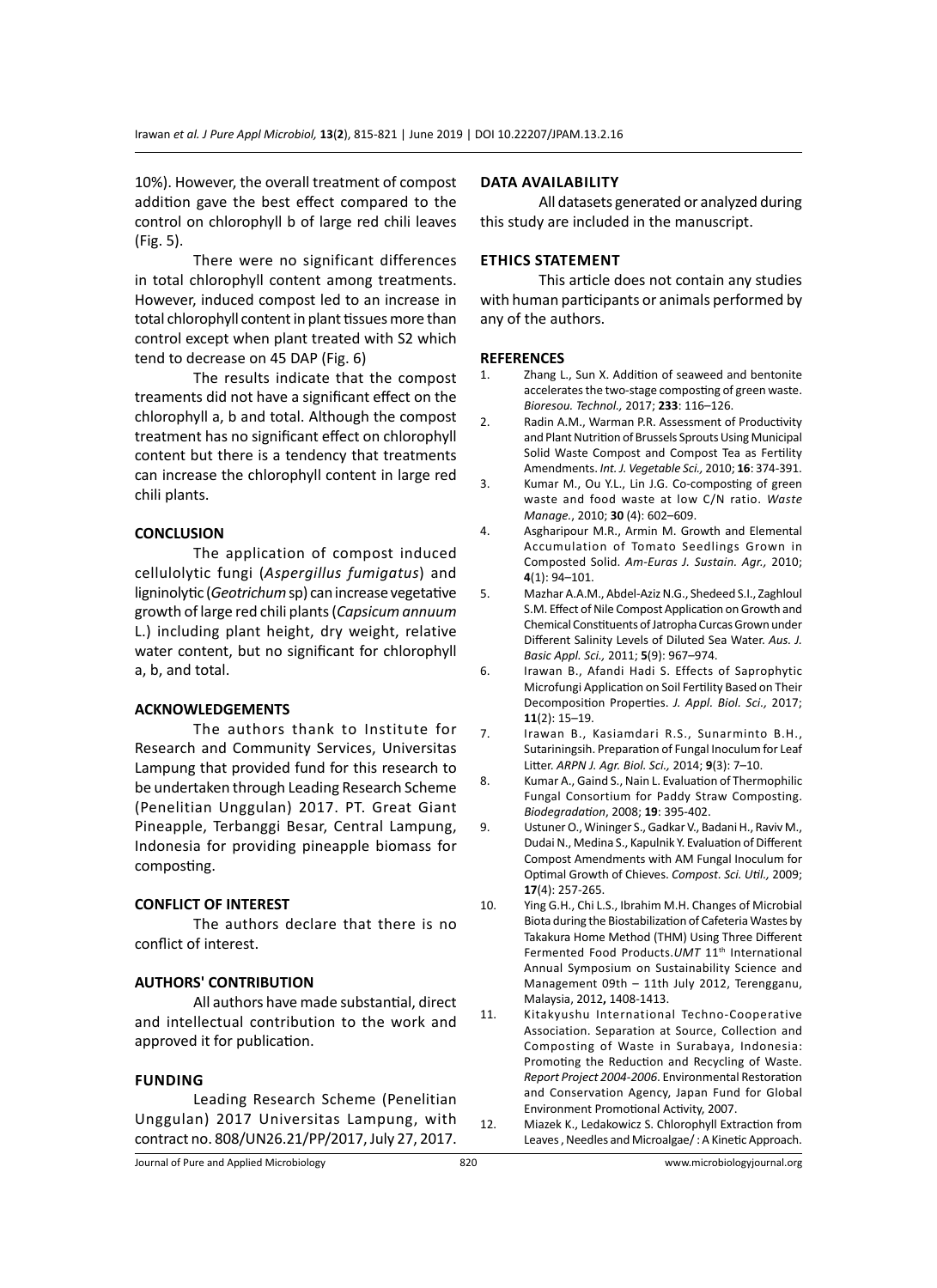10%). However, the overall treatment of compost addition gave the best effect compared to the control on chlorophyll b of large red chili leaves (Fig. 5).

There were no significant differences in total chlorophyll content among treatments. However, induced compost led to an increase in total chlorophyll content in plant tissues more than control except when plant treated with S2 which tend to decrease on 45 DAP (Fig. 6)

The results indicate that the compost treaments did not have a significant effect on the chlorophyll a, b and total. Although the compost treatment has no significant effect on chlorophyll content but there is a tendency that treatments can increase the chlorophyll content in large red chili plants.

## CONCLUSION

The application of compost induced cellulolytic fungi (*Aspergillus fumigatus*) and ligninolytic (*Geotrichum* sp) can increase vegetative growth of large red chili plants (*Capsicum annuum* L.) including plant height, dry weight, relative water content, but no significant for chlorophyll a, b, and total.

## ACKNOWLEDGEMENTS

The authors thank to Institute for Research and Community Services, Universitas Lampung that provided fund for this research to be undertaken through Leading Research Scheme (Penelitian Unggulan) 2017. PT. Great Giant Pineapple, Terbanggi Besar, Central Lampung, Indonesia for providing pineapple biomass for composting.

## CONFLICT OF INTEREST

The authors declare that there is no conflict of interest.

## AUTHORS' CONTRIBUTION

All authors have made substantial, direct and intellectual contribution to the work and approved it for publication.

## FUNDING

Leading Research Scheme (Penelitian Unggulan) 2017 Universitas Lampung, with contract no. 808/UN26.21/PP/2017, July 27, 2017.

## DATA AVAILABILITY

All datasets generated or analyzed during this study are included in the manuscript.

## ETHICS STATEMENT

This article does not contain any studies with human participants or animals performed by any of the authors.

## REFERENCES

1. Zhang L., Sun X. Addition of seaweed and bentonite accelerates the two-stage composting of green waste. *Bioresou. Technol.,* 2017; **233**: 116–126.
2. Radin A.M., Warman P.R. Assessment of Productivity and Plant Nutrition of Brussels Sprouts Using Municipal Solid Waste Compost and Compost Tea as Fertility Amendments. *Int. J. Vegetable Sci.,* 2010; **16**: 374-391.
3. Kumar M., Ou Y.L., Lin J.G. Co-composting of green waste and food waste at low C/N ratio. *Waste Manage.*, 2010; **30** (4): 602–609.
4. Asgharipour M.R., Armin M. Growth and Elemental Accumulation of Tomato Seedlings Grown in Composted Solid. *Am-Euras J. Sustain. Agr.,* 2010; **4**(1): 94–101.
5. Mazhar A.A.M., Abdel-Aziz N.G., Shedeed S.I., Zaghloul S.M. Effect of Nile Compost Application on Growth and Chemical Constituents of Jatropha Curcas Grown under Different Salinity Levels of Diluted Sea Water. *Aus. J. Basic Appl. Sci.,* 2011; **5**(9): 967–974.
6. Irawan B., Afandi Hadi S. Effects of Saprophytic Microfungi Application on Soil Fertility Based on Their Decomposition Properties. *J. Appl. Biol. Sci.,* 2017; **11**(2): 15–19.
7. Irawan B., Kasiamdari R.S., Sunarminto B.H., Sutariningsih. Preparation of Fungal Inoculum for Leaf Litter. *ARPN J. Agr. Biol. Sci.,* 2014; **9**(3): 7–10.
8. Kumar A., Gaind S., Nain L. Evaluation of Thermophilic Fungal Consortium for Paddy Straw Composting. *Biodegradation*, 2008; **19**: 395-402.
9. Ustuner O., Wininger S., Gadkar V., Badani H., Raviv M., Dudai N., Medina S., Kapulnik Y. Evaluation of Different Compost Amendments with AM Fungal Inoculum for Optimal Growth of Chieves. *Compost. Sci. Util.,* 2009; **17**(4): 257-265.
10. Ying G.H., Chi L.S., Ibrahim M.H. Changes of Microbial Biota during the Biostabilization of Cafeteria Wastes by Takakura Home Method (THM) Using Three Different Fermented Food Products.*UMT* 11th International Annual Symposium on Sustainability Science and Management 09th – 11th July 2012, Terengganu, Malaysia, 2012**,** 1408-1413.
11. Kitakyushu International Techno-Cooperative Association. Separation at Source, Collection and Composting of Waste in Surabaya, Indonesia: Promoting the Reduction and Recycling of Waste. *Report Project 2004-2006*. Environmental Restoration and Conservation Agency, Japan Fund for Global Environment Promotional Activity, 2007.
12. Miazek K., Ledakowicz S. Chlorophyll Extraction from Leaves , Needles and Microalgae/ : A Kinetic Approach.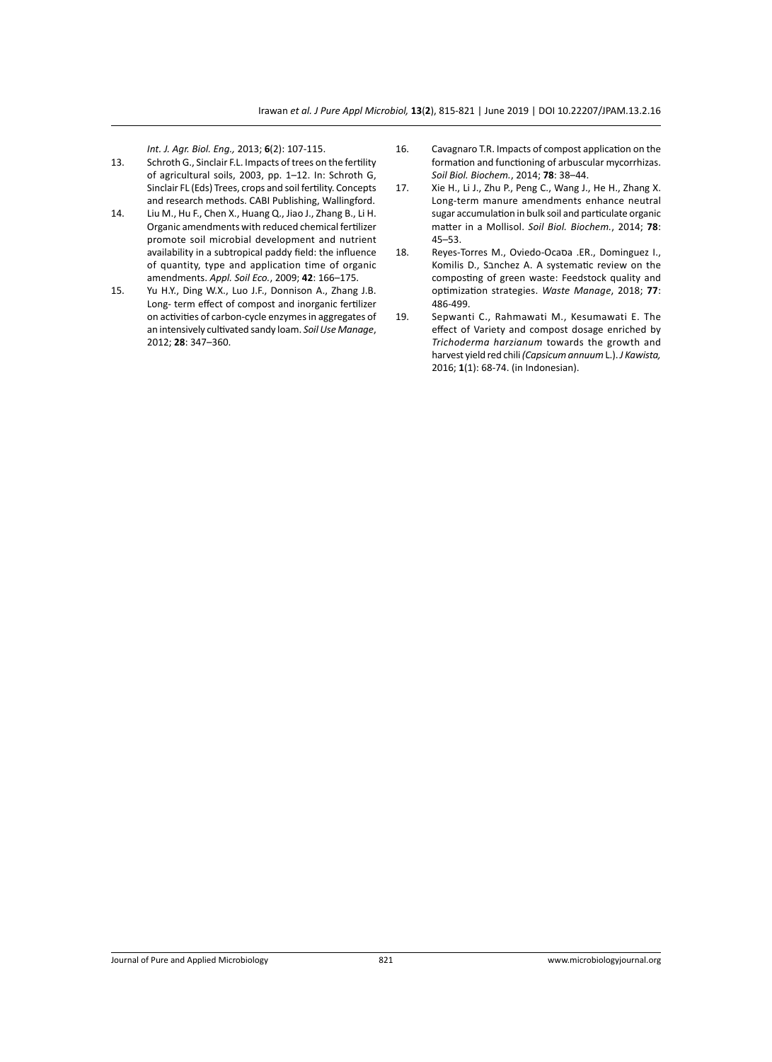*Int. J. Agr. Biol. Eng.,* 2013; **6**(2): 107-115.

13. Schroth G., Sinclair F.L. Impacts of trees on the fertility of agricultural soils, 2003, pp. 1–12. In: Schroth G, Sinclair FL (Eds) Trees, crops and soil fertility. Concepts and research methods. CABI Publishing, Wallingford.
14. Liu M., Hu F., Chen X., Huang Q., Jiao J., Zhang B., Li H. Organic amendments with reduced chemical fertilizer promote soil microbial development and nutrient availability in a subtropical paddy field: the influence of quantity, type and application time of organic amendments. *Appl. Soil Eco.*, 2009; **42**: 166–175.
15. Yu H.Y., Ding W.X., Luo J.F., Donnison A., Zhang J.B. Long- term effect of compost and inorganic fertilizer on activities of carbon-cycle enzymes in aggregates of an intensively cultivated sandy loam. *Soil Use Manage*, 2012; **28**: 347–360.
16. Cavagnaro T.R. Impacts of compost application on the formation and functioning of arbuscular mycorrhizas. *Soil Biol. Biochem.*, 2014; **78**: 38–44.
17. Xie H., Li J., Zhu P., Peng C., Wang J., He H., Zhang X. Long-term manure amendments enhance neutral sugar accumulation in bulk soil and particulate organic matter in a Mollisol. *Soil Biol. Biochem.*, 2014; **78**: 45–53.
18. Reyes-Torres M., Oviedo-Ocaƀa .ER., Dominguez I., Komilis D., Sɿnchez A. A systematic review on the composting of green waste: Feedstock quality and optimization strategies. *Waste Manage*, 2018; **77**: 486-499.
19. Sepwanti C., Rahmawati M., Kesumawati E. The effect of Variety and compost dosage enriched by *Trichoderma harzianum* towards the growth and harvest yield red chili *(Capsicum annuum* L.). *J Kawista,* 2016; **1**(1): 68-74. (in Indonesian).